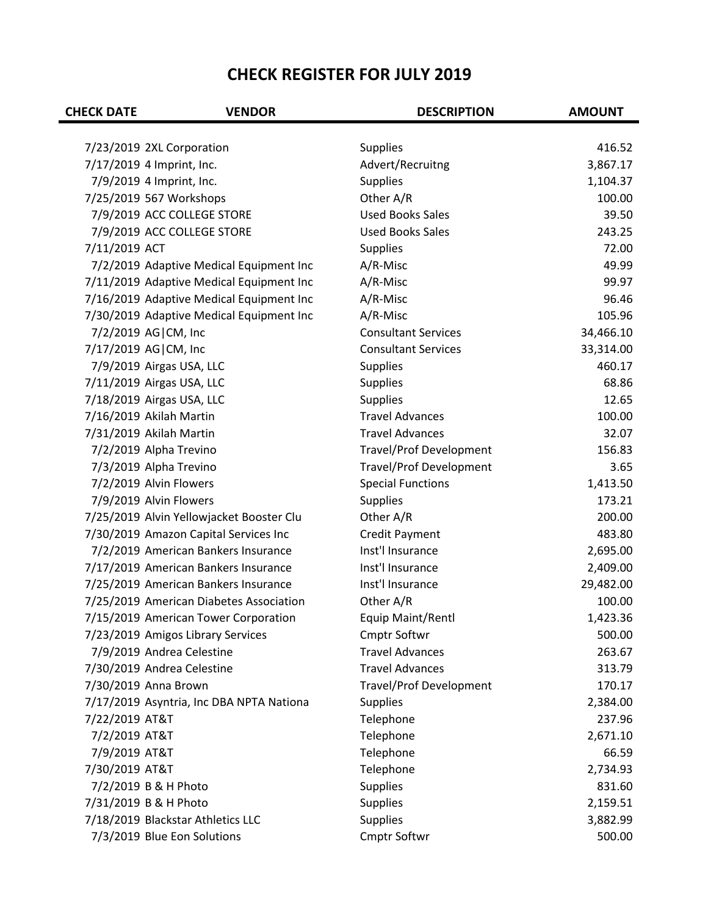# CHECK REGISTER FOR JULY 2019

| CHECK DATE | VENDOR | DESCRIPTION | AMOUNT |
|---|---|---|---|
| 7/23/2019 | 2XL Corporation | Supplies | 416.52 |
| 7/17/2019 | 4 Imprint, Inc. | Advert/Recruitng | 3,867.17 |
| 7/9/2019 | 4 Imprint, Inc. | Supplies | 1,104.37 |
| 7/25/2019 | 567 Workshops | Other A/R | 100.00 |
| 7/9/2019 | ACC COLLEGE STORE | Used Books Sales | 39.50 |
| 7/9/2019 | ACC COLLEGE STORE | Used Books Sales | 243.25 |
| 7/11/2019 | ACT | Supplies | 72.00 |
| 7/2/2019 | Adaptive Medical Equipment Inc | A/R-Misc | 49.99 |
| 7/11/2019 | Adaptive Medical Equipment Inc | A/R-Misc | 99.97 |
| 7/16/2019 | Adaptive Medical Equipment Inc | A/R-Misc | 96.46 |
| 7/30/2019 | Adaptive Medical Equipment Inc | A/R-Misc | 105.96 |
| 7/2/2019 | AG\|CM, Inc | Consultant Services | 34,466.10 |
| 7/17/2019 | AG\|CM, Inc | Consultant Services | 33,314.00 |
| 7/9/2019 | Airgas USA, LLC | Supplies | 460.17 |
| 7/11/2019 | Airgas USA, LLC | Supplies | 68.86 |
| 7/18/2019 | Airgas USA, LLC | Supplies | 12.65 |
| 7/16/2019 | Akilah Martin | Travel Advances | 100.00 |
| 7/31/2019 | Akilah Martin | Travel Advances | 32.07 |
| 7/2/2019 | Alpha Trevino | Travel/Prof Development | 156.83 |
| 7/3/2019 | Alpha Trevino | Travel/Prof Development | 3.65 |
| 7/2/2019 | Alvin Flowers | Special Functions | 1,413.50 |
| 7/9/2019 | Alvin Flowers | Supplies | 173.21 |
| 7/25/2019 | Alvin Yellowjacket Booster Clu | Other A/R | 200.00 |
| 7/30/2019 | Amazon Capital Services Inc | Credit Payment | 483.80 |
| 7/2/2019 | American Bankers Insurance | Inst'l Insurance | 2,695.00 |
| 7/17/2019 | American Bankers Insurance | Inst'l Insurance | 2,409.00 |
| 7/25/2019 | American Bankers Insurance | Inst'l Insurance | 29,482.00 |
| 7/25/2019 | American Diabetes Association | Other A/R | 100.00 |
| 7/15/2019 | American Tower Corporation | Equip Maint/Rentl | 1,423.36 |
| 7/23/2019 | Amigos Library Services | Cmptr Softwr | 500.00 |
| 7/9/2019 | Andrea Celestine | Travel Advances | 263.67 |
| 7/30/2019 | Andrea Celestine | Travel Advances | 313.79 |
| 7/30/2019 | Anna Brown | Travel/Prof Development | 170.17 |
| 7/17/2019 | Asyntria, Inc DBA NPTA Nationa | Supplies | 2,384.00 |
| 7/22/2019 | AT&T | Telephone | 237.96 |
| 7/2/2019 | AT&T | Telephone | 2,671.10 |
| 7/9/2019 | AT&T | Telephone | 66.59 |
| 7/30/2019 | AT&T | Telephone | 2,734.93 |
| 7/2/2019 | B & H Photo | Supplies | 831.60 |
| 7/31/2019 | B & H Photo | Supplies | 2,159.51 |
| 7/18/2019 | Blackstar Athletics LLC | Supplies | 3,882.99 |
| 7/3/2019 | Blue Eon Solutions | Cmptr Softwr | 500.00 |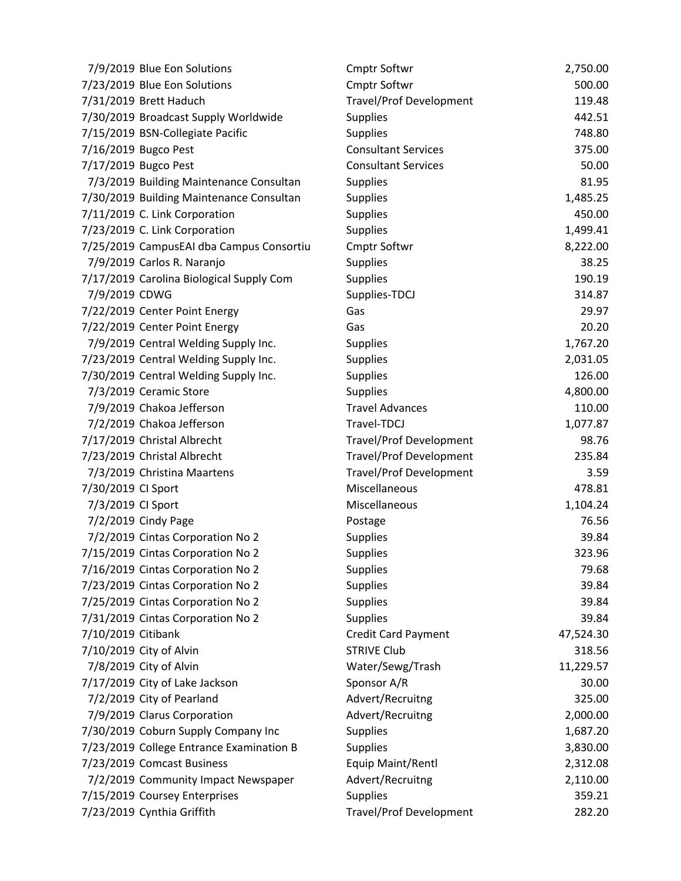| | | | |
|---|---|---|---|
| 7/9/2019 | Blue Eon Solutions | Cmptr Softwr | 2,750.00 |
| 7/23/2019 | Blue Eon Solutions | Cmptr Softwr | 500.00 |
| 7/31/2019 | Brett Haduch | Travel/Prof Development | 119.48 |
| 7/30/2019 | Broadcast Supply Worldwide | Supplies | 442.51 |
| 7/15/2019 | BSN-Collegiate Pacific | Supplies | 748.80 |
| 7/16/2019 | Bugco Pest | Consultant Services | 375.00 |
| 7/17/2019 | Bugco Pest | Consultant Services | 50.00 |
| 7/3/2019 | Building Maintenance Consultan | Supplies | 81.95 |
| 7/30/2019 | Building Maintenance Consultan | Supplies | 1,485.25 |
| 7/11/2019 | C. Link Corporation | Supplies | 450.00 |
| 7/23/2019 | C. Link Corporation | Supplies | 1,499.41 |
| 7/25/2019 | CampusEAI dba Campus Consortiu | Cmptr Softwr | 8,222.00 |
| 7/9/2019 | Carlos R. Naranjo | Supplies | 38.25 |
| 7/17/2019 | Carolina Biological Supply Com | Supplies | 190.19 |
| 7/9/2019 | CDWG | Supplies-TDCJ | 314.87 |
| 7/22/2019 | Center Point Energy | Gas | 29.97 |
| 7/22/2019 | Center Point Energy | Gas | 20.20 |
| 7/9/2019 | Central Welding Supply Inc. | Supplies | 1,767.20 |
| 7/23/2019 | Central Welding Supply Inc. | Supplies | 2,031.05 |
| 7/30/2019 | Central Welding Supply Inc. | Supplies | 126.00 |
| 7/3/2019 | Ceramic Store | Supplies | 4,800.00 |
| 7/9/2019 | Chakoa Jefferson | Travel Advances | 110.00 |
| 7/2/2019 | Chakoa Jefferson | Travel-TDCJ | 1,077.87 |
| 7/17/2019 | Christal Albrecht | Travel/Prof Development | 98.76 |
| 7/23/2019 | Christal Albrecht | Travel/Prof Development | 235.84 |
| 7/3/2019 | Christina Maartens | Travel/Prof Development | 3.59 |
| 7/30/2019 | CI Sport | Miscellaneous | 478.81 |
| 7/3/2019 | CI Sport | Miscellaneous | 1,104.24 |
| 7/2/2019 | Cindy Page | Postage | 76.56 |
| 7/2/2019 | Cintas Corporation No 2 | Supplies | 39.84 |
| 7/15/2019 | Cintas Corporation No 2 | Supplies | 323.96 |
| 7/16/2019 | Cintas Corporation No 2 | Supplies | 79.68 |
| 7/23/2019 | Cintas Corporation No 2 | Supplies | 39.84 |
| 7/25/2019 | Cintas Corporation No 2 | Supplies | 39.84 |
| 7/31/2019 | Cintas Corporation No 2 | Supplies | 39.84 |
| 7/10/2019 | Citibank | Credit Card Payment | 47,524.30 |
| 7/10/2019 | City of Alvin | STRIVE Club | 318.56 |
| 7/8/2019 | City of Alvin | Water/Sewg/Trash | 11,229.57 |
| 7/17/2019 | City of Lake Jackson | Sponsor A/R | 30.00 |
| 7/2/2019 | City of Pearland | Advert/Recruitng | 325.00 |
| 7/9/2019 | Clarus Corporation | Advert/Recruitng | 2,000.00 |
| 7/30/2019 | Coburn Supply Company Inc | Supplies | 1,687.20 |
| 7/23/2019 | College Entrance Examination B | Supplies | 3,830.00 |
| 7/23/2019 | Comcast Business | Equip Maint/Rentl | 2,312.08 |
| 7/2/2019 | Community Impact Newspaper | Advert/Recruitng | 2,110.00 |
| 7/15/2019 | Coursey Enterprises | Supplies | 359.21 |
| 7/23/2019 | Cynthia Griffith | Travel/Prof Development | 282.20 |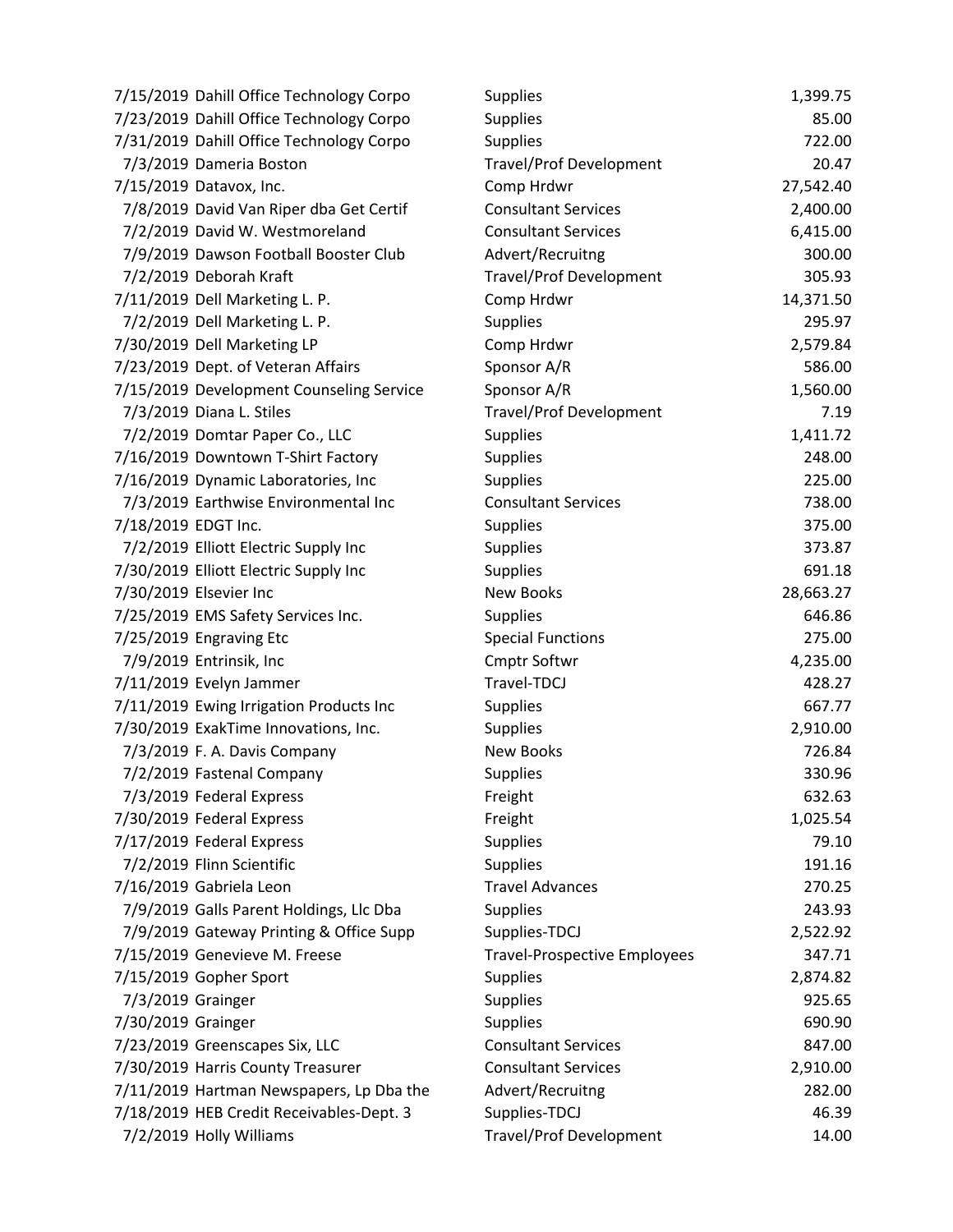| | | | |
|---|---|---|---|
| 7/15/2019 | Dahill Office Technology Corpo | Supplies | 1,399.75 |
| 7/23/2019 | Dahill Office Technology Corpo | Supplies | 85.00 |
| 7/31/2019 | Dahill Office Technology Corpo | Supplies | 722.00 |
| 7/3/2019 | Dameria Boston | Travel/Prof Development | 20.47 |
| 7/15/2019 | Datavox, Inc. | Comp Hrdwr | 27,542.40 |
| 7/8/2019 | David Van Riper dba Get Certif | Consultant Services | 2,400.00 |
| 7/2/2019 | David W. Westmoreland | Consultant Services | 6,415.00 |
| 7/9/2019 | Dawson Football Booster Club | Advert/Recruitng | 300.00 |
| 7/2/2019 | Deborah Kraft | Travel/Prof Development | 305.93 |
| 7/11/2019 | Dell Marketing L. P. | Comp Hrdwr | 14,371.50 |
| 7/2/2019 | Dell Marketing L. P. | Supplies | 295.97 |
| 7/30/2019 | Dell Marketing LP | Comp Hrdwr | 2,579.84 |
| 7/23/2019 | Dept. of Veteran Affairs | Sponsor A/R | 586.00 |
| 7/15/2019 | Development Counseling Service | Sponsor A/R | 1,560.00 |
| 7/3/2019 | Diana L. Stiles | Travel/Prof Development | 7.19 |
| 7/2/2019 | Domtar Paper Co., LLC | Supplies | 1,411.72 |
| 7/16/2019 | Downtown T-Shirt Factory | Supplies | 248.00 |
| 7/16/2019 | Dynamic Laboratories, Inc | Supplies | 225.00 |
| 7/3/2019 | Earthwise Environmental Inc | Consultant Services | 738.00 |
| 7/18/2019 | EDGT Inc. | Supplies | 375.00 |
| 7/2/2019 | Elliott Electric Supply Inc | Supplies | 373.87 |
| 7/30/2019 | Elliott Electric Supply Inc | Supplies | 691.18 |
| 7/30/2019 | Elsevier Inc | New Books | 28,663.27 |
| 7/25/2019 | EMS Safety Services Inc. | Supplies | 646.86 |
| 7/25/2019 | Engraving Etc | Special Functions | 275.00 |
| 7/9/2019 | Entrinsik, Inc | Cmptr Softwr | 4,235.00 |
| 7/11/2019 | Evelyn Jammer | Travel-TDCJ | 428.27 |
| 7/11/2019 | Ewing Irrigation Products Inc | Supplies | 667.77 |
| 7/30/2019 | ExakTime Innovations, Inc. | Supplies | 2,910.00 |
| 7/3/2019 | F. A. Davis Company | New Books | 726.84 |
| 7/2/2019 | Fastenal Company | Supplies | 330.96 |
| 7/3/2019 | Federal Express | Freight | 632.63 |
| 7/30/2019 | Federal Express | Freight | 1,025.54 |
| 7/17/2019 | Federal Express | Supplies | 79.10 |
| 7/2/2019 | Flinn Scientific | Supplies | 191.16 |
| 7/16/2019 | Gabriela Leon | Travel Advances | 270.25 |
| 7/9/2019 | Galls Parent Holdings, Llc Dba | Supplies | 243.93 |
| 7/9/2019 | Gateway Printing & Office Supp | Supplies-TDCJ | 2,522.92 |
| 7/15/2019 | Genevieve M. Freese | Travel-Prospective Employees | 347.71 |
| 7/15/2019 | Gopher Sport | Supplies | 2,874.82 |
| 7/3/2019 | Grainger | Supplies | 925.65 |
| 7/30/2019 | Grainger | Supplies | 690.90 |
| 7/23/2019 | Greenscapes Six, LLC | Consultant Services | 847.00 |
| 7/30/2019 | Harris County Treasurer | Consultant Services | 2,910.00 |
| 7/11/2019 | Hartman Newspapers, Lp Dba the | Advert/Recruitng | 282.00 |
| 7/18/2019 | HEB Credit Receivables-Dept. 3 | Supplies-TDCJ | 46.39 |
| 7/2/2019 | Holly Williams | Travel/Prof Development | 14.00 |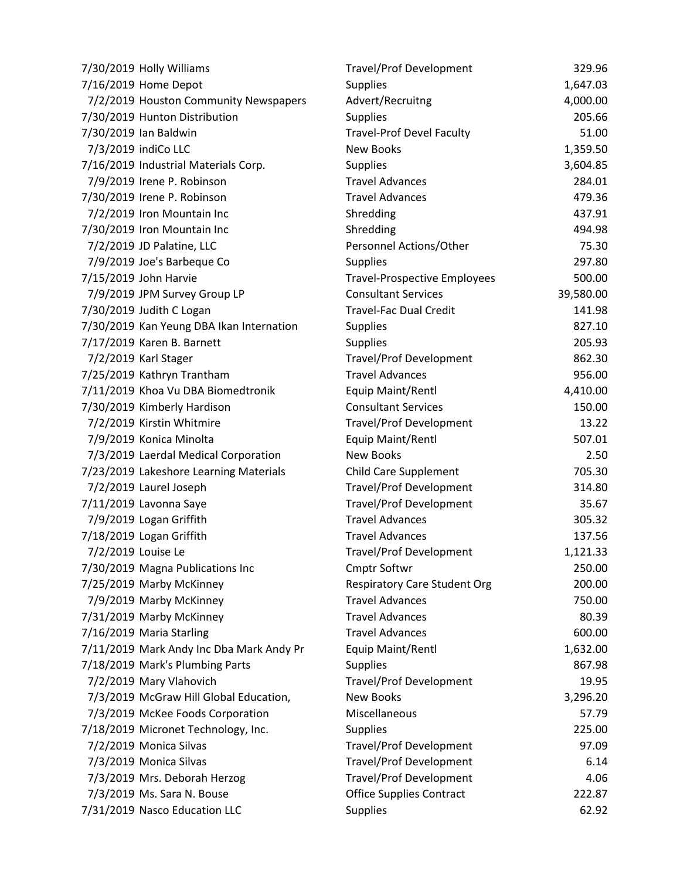| | | | |
|---|---|---|---|
| 7/30/2019 | Holly Williams | Travel/Prof Development | 329.96 |
| 7/16/2019 | Home Depot | Supplies | 1,647.03 |
| 7/2/2019 | Houston Community Newspapers | Advert/Recruitng | 4,000.00 |
| 7/30/2019 | Hunton Distribution | Supplies | 205.66 |
| 7/30/2019 | Ian Baldwin | Travel-Prof Devel Faculty | 51.00 |
| 7/3/2019 | indiCo LLC | New Books | 1,359.50 |
| 7/16/2019 | Industrial Materials Corp. | Supplies | 3,604.85 |
| 7/9/2019 | Irene P. Robinson | Travel Advances | 284.01 |
| 7/30/2019 | Irene P. Robinson | Travel Advances | 479.36 |
| 7/2/2019 | Iron Mountain Inc | Shredding | 437.91 |
| 7/30/2019 | Iron Mountain Inc | Shredding | 494.98 |
| 7/2/2019 | JD Palatine, LLC | Personnel Actions/Other | 75.30 |
| 7/9/2019 | Joe's Barbeque Co | Supplies | 297.80 |
| 7/15/2019 | John Harvie | Travel-Prospective Employees | 500.00 |
| 7/9/2019 | JPM Survey Group LP | Consultant Services | 39,580.00 |
| 7/30/2019 | Judith C Logan | Travel-Fac Dual Credit | 141.98 |
| 7/30/2019 | Kan Yeung DBA Ikan Internation | Supplies | 827.10 |
| 7/17/2019 | Karen B. Barnett | Supplies | 205.93 |
| 7/2/2019 | Karl Stager | Travel/Prof Development | 862.30 |
| 7/25/2019 | Kathryn Trantham | Travel Advances | 956.00 |
| 7/11/2019 | Khoa Vu DBA Biomedtronik | Equip Maint/Rentl | 4,410.00 |
| 7/30/2019 | Kimberly Hardison | Consultant Services | 150.00 |
| 7/2/2019 | Kirstin Whitmire | Travel/Prof Development | 13.22 |
| 7/9/2019 | Konica Minolta | Equip Maint/Rentl | 507.01 |
| 7/3/2019 | Laerdal Medical Corporation | New Books | 2.50 |
| 7/23/2019 | Lakeshore Learning Materials | Child Care Supplement | 705.30 |
| 7/2/2019 | Laurel Joseph | Travel/Prof Development | 314.80 |
| 7/11/2019 | Lavonna Saye | Travel/Prof Development | 35.67 |
| 7/9/2019 | Logan Griffith | Travel Advances | 305.32 |
| 7/18/2019 | Logan Griffith | Travel Advances | 137.56 |
| 7/2/2019 | Louise Le | Travel/Prof Development | 1,121.33 |
| 7/30/2019 | Magna Publications Inc | Cmptr Softwr | 250.00 |
| 7/25/2019 | Marby McKinney | Respiratory Care Student Org | 200.00 |
| 7/9/2019 | Marby McKinney | Travel Advances | 750.00 |
| 7/31/2019 | Marby McKinney | Travel Advances | 80.39 |
| 7/16/2019 | Maria Starling | Travel Advances | 600.00 |
| 7/11/2019 | Mark Andy Inc Dba Mark Andy Pr | Equip Maint/Rentl | 1,632.00 |
| 7/18/2019 | Mark's Plumbing Parts | Supplies | 867.98 |
| 7/2/2019 | Mary Vlahovich | Travel/Prof Development | 19.95 |
| 7/3/2019 | McGraw Hill Global Education, | New Books | 3,296.20 |
| 7/3/2019 | McKee Foods Corporation | Miscellaneous | 57.79 |
| 7/18/2019 | Micronet Technology, Inc. | Supplies | 225.00 |
| 7/2/2019 | Monica Silvas | Travel/Prof Development | 97.09 |
| 7/3/2019 | Monica Silvas | Travel/Prof Development | 6.14 |
| 7/3/2019 | Mrs. Deborah Herzog | Travel/Prof Development | 4.06 |
| 7/3/2019 | Ms. Sara N. Bouse | Office Supplies Contract | 222.87 |
| 7/31/2019 | Nasco Education LLC | Supplies | 62.92 |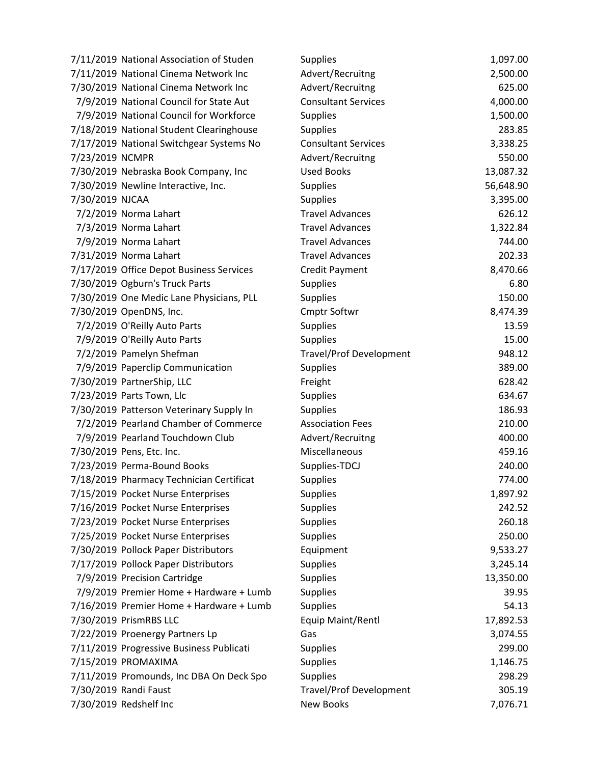| Date | Vendor | Category | Amount |
|---|---|---|---|
| 7/11/2019 | National Association of Studen | Supplies | 1,097.00 |
| 7/11/2019 | National Cinema Network Inc | Advert/Recruitng | 2,500.00 |
| 7/30/2019 | National Cinema Network Inc | Advert/Recruitng | 625.00 |
| 7/9/2019 | National Council for State Aut | Consultant Services | 4,000.00 |
| 7/9/2019 | National Council for Workforce | Supplies | 1,500.00 |
| 7/18/2019 | National Student Clearinghouse | Supplies | 283.85 |
| 7/17/2019 | National Switchgear Systems No | Consultant Services | 3,338.25 |
| 7/23/2019 | NCMPR | Advert/Recruitng | 550.00 |
| 7/30/2019 | Nebraska Book Company, Inc | Used Books | 13,087.32 |
| 7/30/2019 | Newline Interactive, Inc. | Supplies | 56,648.90 |
| 7/30/2019 | NJCAA | Supplies | 3,395.00 |
| 7/2/2019 | Norma Lahart | Travel Advances | 626.12 |
| 7/3/2019 | Norma Lahart | Travel Advances | 1,322.84 |
| 7/9/2019 | Norma Lahart | Travel Advances | 744.00 |
| 7/31/2019 | Norma Lahart | Travel Advances | 202.33 |
| 7/17/2019 | Office Depot Business Services | Credit Payment | 8,470.66 |
| 7/30/2019 | Ogburn's Truck Parts | Supplies | 6.80 |
| 7/30/2019 | One Medic Lane Physicians, PLL | Supplies | 150.00 |
| 7/30/2019 | OpenDNS, Inc. | Cmptr Softwr | 8,474.39 |
| 7/2/2019 | O'Reilly Auto Parts | Supplies | 13.59 |
| 7/9/2019 | O'Reilly Auto Parts | Supplies | 15.00 |
| 7/2/2019 | Pamelyn Shefman | Travel/Prof Development | 948.12 |
| 7/9/2019 | Paperclip Communication | Supplies | 389.00 |
| 7/30/2019 | PartnerShip, LLC | Freight | 628.42 |
| 7/23/2019 | Parts Town, Llc | Supplies | 634.67 |
| 7/30/2019 | Patterson Veterinary Supply In | Supplies | 186.93 |
| 7/2/2019 | Pearland Chamber of Commerce | Association Fees | 210.00 |
| 7/9/2019 | Pearland Touchdown Club | Advert/Recruitng | 400.00 |
| 7/30/2019 | Pens, Etc. Inc. | Miscellaneous | 459.16 |
| 7/23/2019 | Perma-Bound Books | Supplies-TDCJ | 240.00 |
| 7/18/2019 | Pharmacy Technician Certificat | Supplies | 774.00 |
| 7/15/2019 | Pocket Nurse Enterprises | Supplies | 1,897.92 |
| 7/16/2019 | Pocket Nurse Enterprises | Supplies | 242.52 |
| 7/23/2019 | Pocket Nurse Enterprises | Supplies | 260.18 |
| 7/25/2019 | Pocket Nurse Enterprises | Supplies | 250.00 |
| 7/30/2019 | Pollock Paper Distributors | Equipment | 9,533.27 |
| 7/17/2019 | Pollock Paper Distributors | Supplies | 3,245.14 |
| 7/9/2019 | Precision Cartridge | Supplies | 13,350.00 |
| 7/9/2019 | Premier Home + Hardware + Lumb | Supplies | 39.95 |
| 7/16/2019 | Premier Home + Hardware + Lumb | Supplies | 54.13 |
| 7/30/2019 | PrismRBS LLC | Equip Maint/Rentl | 17,892.53 |
| 7/22/2019 | Proenergy Partners Lp | Gas | 3,074.55 |
| 7/11/2019 | Progressive Business Publicati | Supplies | 299.00 |
| 7/15/2019 | PROMAXIMA | Supplies | 1,146.75 |
| 7/11/2019 | Promounds, Inc DBA On Deck Spo | Supplies | 298.29 |
| 7/30/2019 | Randi Faust | Travel/Prof Development | 305.19 |
| 7/30/2019 | Redshelf Inc | New Books | 7,076.71 |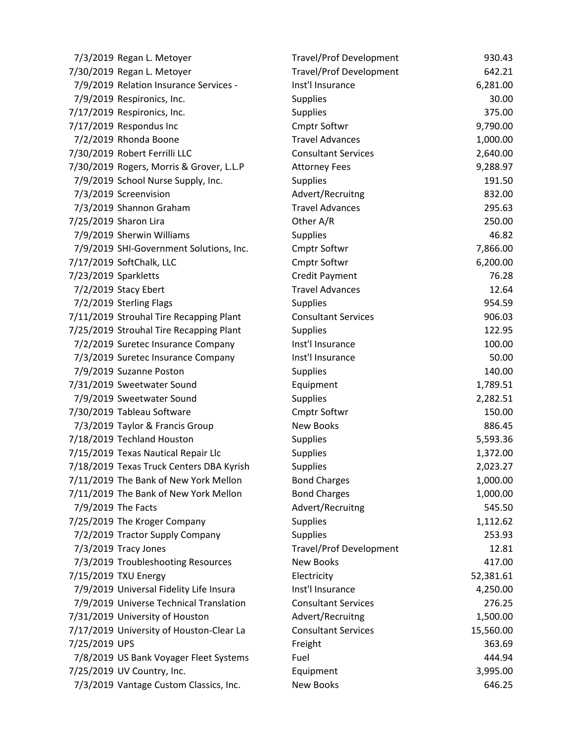| | | | |
|---|---|---|---|
| 7/3/2019 | Regan L. Metoyer | Travel/Prof Development | 930.43 |
| 7/30/2019 | Regan L. Metoyer | Travel/Prof Development | 642.21 |
| 7/9/2019 | Relation Insurance Services - | Inst'l Insurance | 6,281.00 |
| 7/9/2019 | Respironics, Inc. | Supplies | 30.00 |
| 7/17/2019 | Respironics, Inc. | Supplies | 375.00 |
| 7/17/2019 | Respondus Inc | Cmptr Softwr | 9,790.00 |
| 7/2/2019 | Rhonda Boone | Travel Advances | 1,000.00 |
| 7/30/2019 | Robert Ferrilli LLC | Consultant Services | 2,640.00 |
| 7/30/2019 | Rogers, Morris & Grover, L.L.P | Attorney Fees | 9,288.97 |
| 7/9/2019 | School Nurse Supply, Inc. | Supplies | 191.50 |
| 7/3/2019 | Screenvision | Advert/Recruitng | 832.00 |
| 7/3/2019 | Shannon Graham | Travel Advances | 295.63 |
| 7/25/2019 | Sharon Lira | Other A/R | 250.00 |
| 7/9/2019 | Sherwin Williams | Supplies | 46.82 |
| 7/9/2019 | SHI-Government Solutions, Inc. | Cmptr Softwr | 7,866.00 |
| 7/17/2019 | SoftChalk, LLC | Cmptr Softwr | 6,200.00 |
| 7/23/2019 | Sparkletts | Credit Payment | 76.28 |
| 7/2/2019 | Stacy Ebert | Travel Advances | 12.64 |
| 7/2/2019 | Sterling Flags | Supplies | 954.59 |
| 7/11/2019 | Strouhal Tire Recapping Plant | Consultant Services | 906.03 |
| 7/25/2019 | Strouhal Tire Recapping Plant | Supplies | 122.95 |
| 7/2/2019 | Suretec Insurance Company | Inst'l Insurance | 100.00 |
| 7/3/2019 | Suretec Insurance Company | Inst'l Insurance | 50.00 |
| 7/9/2019 | Suzanne Poston | Supplies | 140.00 |
| 7/31/2019 | Sweetwater Sound | Equipment | 1,789.51 |
| 7/9/2019 | Sweetwater Sound | Supplies | 2,282.51 |
| 7/30/2019 | Tableau Software | Cmptr Softwr | 150.00 |
| 7/3/2019 | Taylor & Francis Group | New Books | 886.45 |
| 7/18/2019 | Techland Houston | Supplies | 5,593.36 |
| 7/15/2019 | Texas Nautical Repair Llc | Supplies | 1,372.00 |
| 7/18/2019 | Texas Truck Centers DBA Kyrish | Supplies | 2,023.27 |
| 7/11/2019 | The Bank of New York Mellon | Bond Charges | 1,000.00 |
| 7/11/2019 | The Bank of New York Mellon | Bond Charges | 1,000.00 |
| 7/9/2019 | The Facts | Advert/Recruitng | 545.50 |
| 7/25/2019 | The Kroger Company | Supplies | 1,112.62 |
| 7/2/2019 | Tractor Supply Company | Supplies | 253.93 |
| 7/3/2019 | Tracy Jones | Travel/Prof Development | 12.81 |
| 7/3/2019 | Troubleshooting Resources | New Books | 417.00 |
| 7/15/2019 | TXU Energy | Electricity | 52,381.61 |
| 7/9/2019 | Universal Fidelity Life Insura | Inst'l Insurance | 4,250.00 |
| 7/9/2019 | Universe Technical Translation | Consultant Services | 276.25 |
| 7/31/2019 | University of Houston | Advert/Recruitng | 1,500.00 |
| 7/17/2019 | University of Houston-Clear La | Consultant Services | 15,560.00 |
| 7/25/2019 | UPS | Freight | 363.69 |
| 7/8/2019 | US Bank Voyager Fleet Systems | Fuel | 444.94 |
| 7/25/2019 | UV Country, Inc. | Equipment | 3,995.00 |
| 7/3/2019 | Vantage Custom Classics, Inc. | New Books | 646.25 |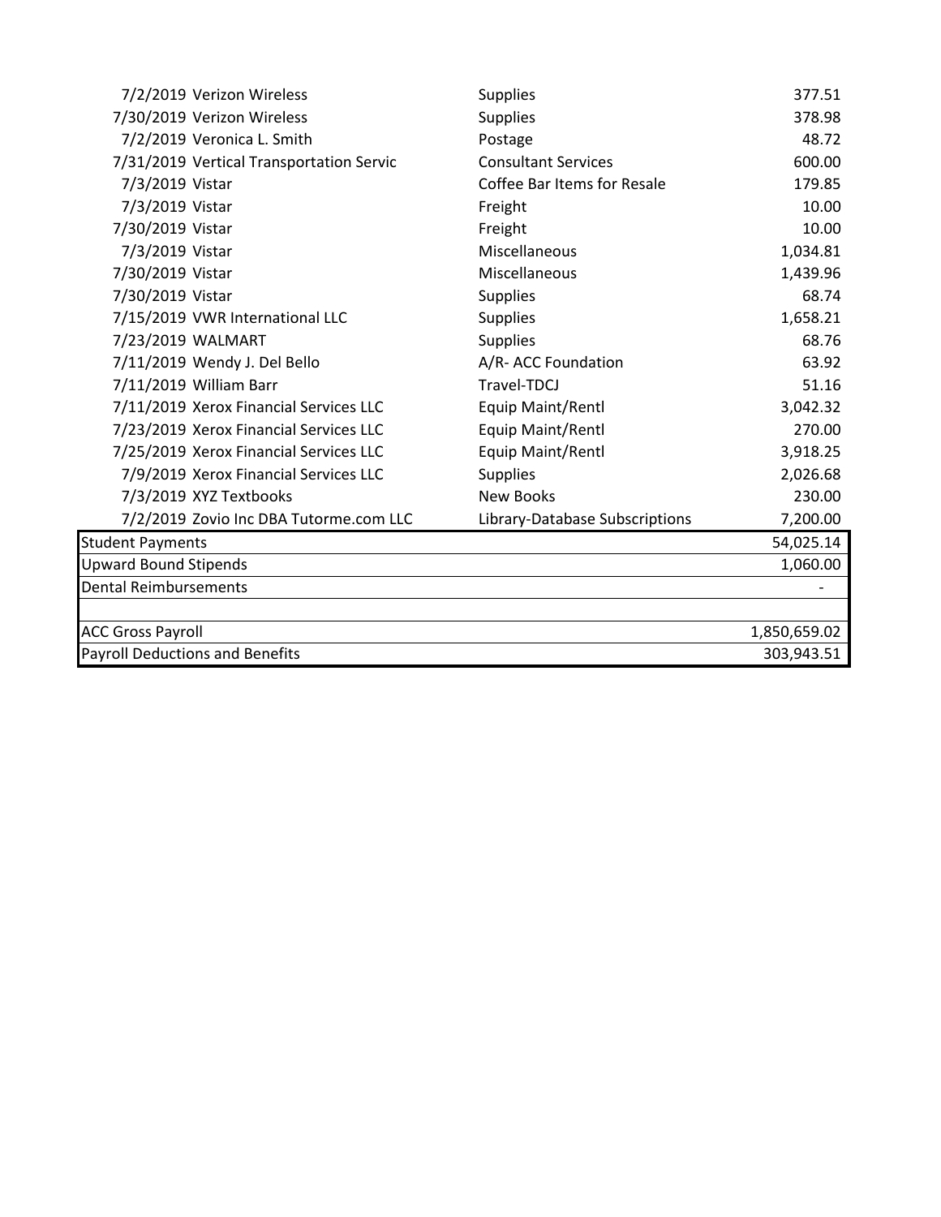| Date | Vendor | Category | Amount |
|---|---|---|---|
| 7/2/2019 | Verizon Wireless | Supplies | 377.51 |
| 7/30/2019 | Verizon Wireless | Supplies | 378.98 |
| 7/2/2019 | Veronica L. Smith | Postage | 48.72 |
| 7/31/2019 | Vertical Transportation Servic | Consultant Services | 600.00 |
| 7/3/2019 | Vistar | Coffee Bar Items for Resale | 179.85 |
| 7/3/2019 | Vistar | Freight | 10.00 |
| 7/30/2019 | Vistar | Freight | 10.00 |
| 7/3/2019 | Vistar | Miscellaneous | 1,034.81 |
| 7/30/2019 | Vistar | Miscellaneous | 1,439.96 |
| 7/30/2019 | Vistar | Supplies | 68.74 |
| 7/15/2019 | VWR International LLC | Supplies | 1,658.21 |
| 7/23/2019 | WALMART | Supplies | 68.76 |
| 7/11/2019 | Wendy J. Del Bello | A/R- ACC Foundation | 63.92 |
| 7/11/2019 | William Barr | Travel-TDCJ | 51.16 |
| 7/11/2019 | Xerox Financial Services LLC | Equip Maint/Rentl | 3,042.32 |
| 7/23/2019 | Xerox Financial Services LLC | Equip Maint/Rentl | 270.00 |
| 7/25/2019 | Xerox Financial Services LLC | Equip Maint/Rentl | 3,918.25 |
| 7/9/2019 | Xerox Financial Services LLC | Supplies | 2,026.68 |
| 7/3/2019 | XYZ Textbooks | New Books | 230.00 |
| 7/2/2019 | Zovio Inc DBA Tutorme.com LLC | Library-Database Subscriptions | 7,200.00 |

| Item | Amount |
|---|---|
| Student Payments | 54,025.14 |
| Upward Bound Stipends | 1,060.00 |
| Dental Reimbursements | - |
| | |
| ACC Gross Payroll | 1,850,659.02 |
| Payroll Deductions and Benefits | 303,943.51 |